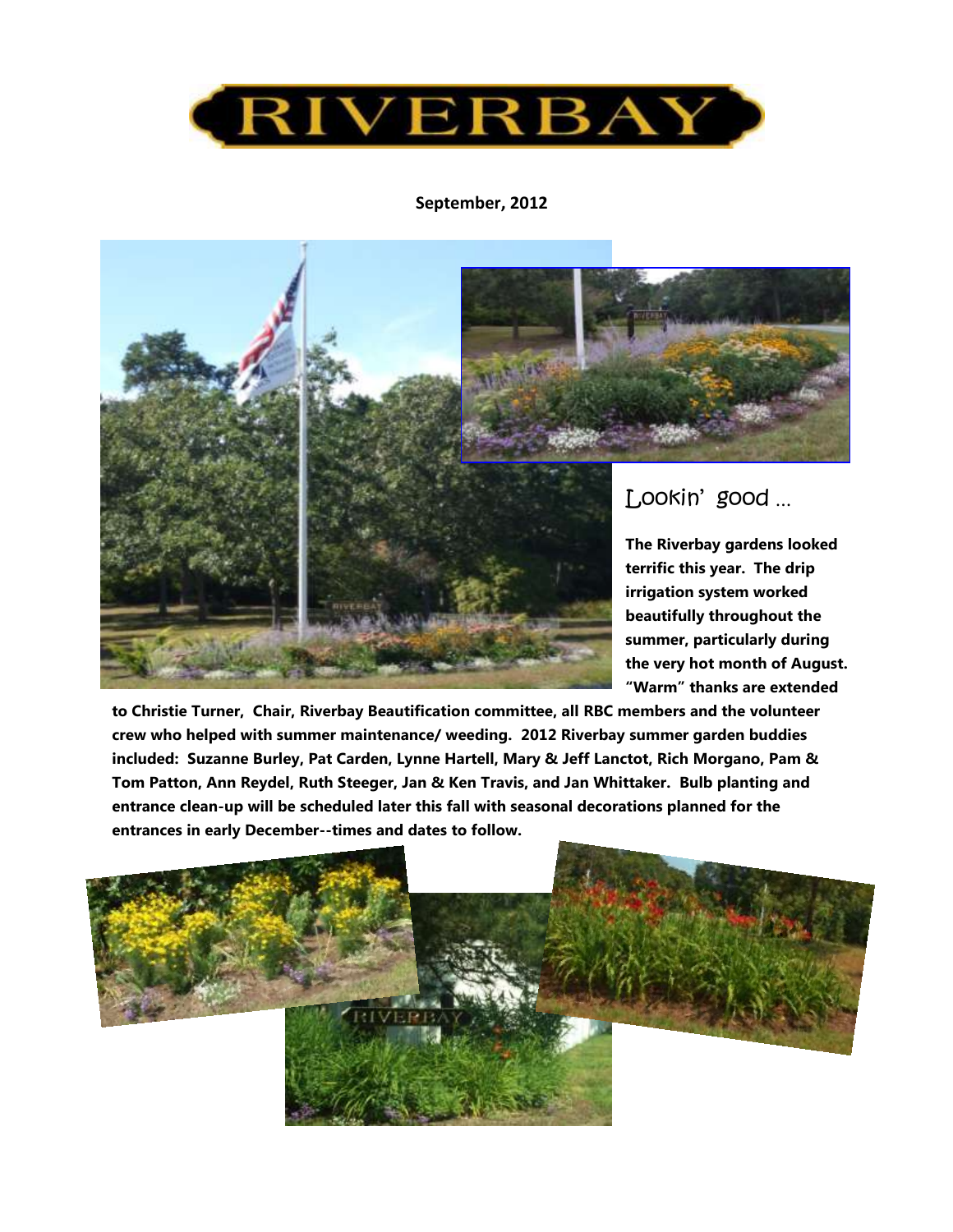# RIVERBAY

**September, 2012**

## Lookin' good …

**The Riverbay gardens looked terrific this year. The drip irrigation system worked beautifully throughout the summer, particularly during the very hot month of August. "Warm" thanks are extended to Christie Turner, Chair, Riverbay Beautification committee, all RBC members and the volunteer crew who helped with summer maintenance/ weeding. 2012 Riverbay summer garden buddies included: Suzanne Burley, Pat Carden, Lynne Hartell, Mary & Jeff Lanctot, Rich Morgano, Pam & Tom Patton, Ann Reydel, Ruth Steeger, Jan & Ken Travis, and Jan Whittaker. Bulb planting and entrance clean-up will be scheduled later this fall with seasonal decorations planned for the entrances in early December--times and dates to follow.**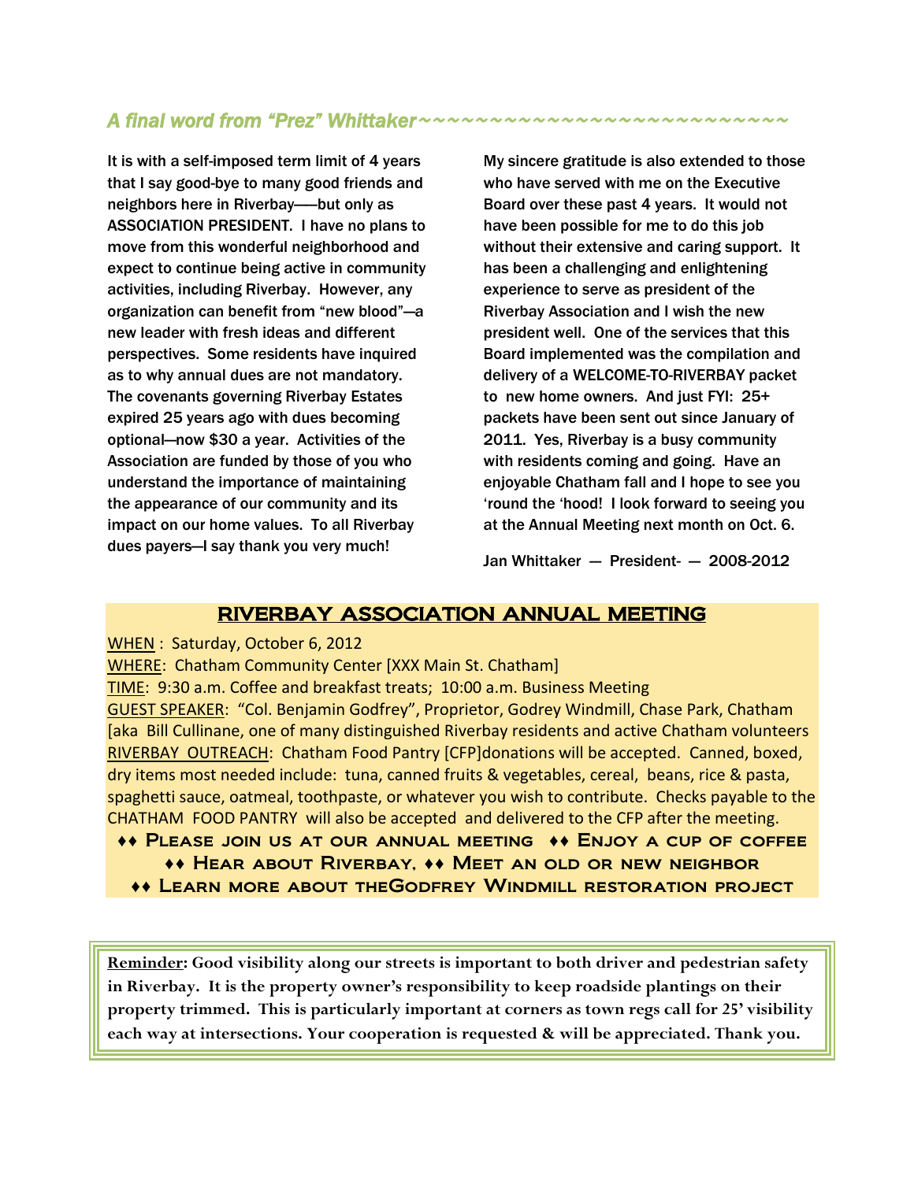## *A final word from "Prez" Whittaker~~~~~~~~~~~~~~~~~~~~~~~~~~*

It is with a self-imposed term limit of 4 years that I say good-bye to many good friends and neighbors here in Riverbay——but only as ASSOCIATION PRESIDENT. I have no plans to move from this wonderful neighborhood and expect to continue being active in community activities, including Riverbay. However, any organization can benefit from "new blood"—a new leader with fresh ideas and different perspectives. Some residents have inquired as to why annual dues are not mandatory. The covenants governing Riverbay Estates expired 25 years ago with dues becoming optional—now $30 a year. Activities of the Association are funded by those of you who understand the importance of maintaining the appearance of our community and its impact on our home values. To all Riverbay dues payers—I say thank you very much!

My sincere gratitude is also extended to those who have served with me on the Executive Board over these past 4 years. It would not have been possible for me to do this job without their extensive and caring support. It has been a challenging and enlightening experience to serve as president of the Riverbay Association and I wish the new president well. One of the services that this Board implemented was the compilation and delivery of a WELCOME-TO-RIVERBAY packet to new home owners. And just FYI: 25+ packets have been sent out since January of 2011. Yes, Riverbay is a busy community with residents coming and going. Have an enjoyable Chatham fall and I hope to see you 'round the 'hood! I look forward to seeing you at the Annual Meeting next month on Oct. 6.

Jan Whittaker — President- — 2008-2012

## RIVERBAY ASSOCIATION ANNUAL MEETING

WHEN : Saturday, October 6, 2012

WHERE: Chatham Community Center [XXX Main St. Chatham]

TIME: 9:30 a.m. Coffee and breakfast treats; 10:00 a.m. Business Meeting

GUEST SPEAKER: "Col. Benjamin Godfrey", Proprietor, Godrey Windmill, Chase Park, Chatham [aka Bill Cullinane, one of many distinguished Riverbay residents and active Chatham volunteers

RIVERBAY OUTREACH: Chatham Food Pantry [CFP]donations will be accepted. Canned, boxed, dry items most needed include: tuna, canned fruits & vegetables, cereal, beans, rice & pasta, spaghetti sauce, oatmeal, toothpaste, or whatever you wish to contribute. Checks payable to the CHATHAM FOOD PANTRY will also be accepted and delivered to the CFP after the meeting.

♦♦ PLEASE JOIN US AT OUR ANNUAL MEETING ♦♦ ENJOY A CUP OF COFFEE
♦♦ HEAR ABOUT RIVERBAY. ♦♦ MEET AN OLD OR NEW NEIGHBOR
♦♦ LEARN MORE ABOUT THEGODFREY WINDMILL RESTORATION PROJECT

**Reminder: Good visibility along our streets is important to both driver and pedestrian safety in Riverbay. It is the property owner's responsibility to keep roadside plantings on their property trimmed. This is particularly important at corners as town regs call for 25' visibility each way at intersections. Your cooperation is requested & will be appreciated. Thank you.**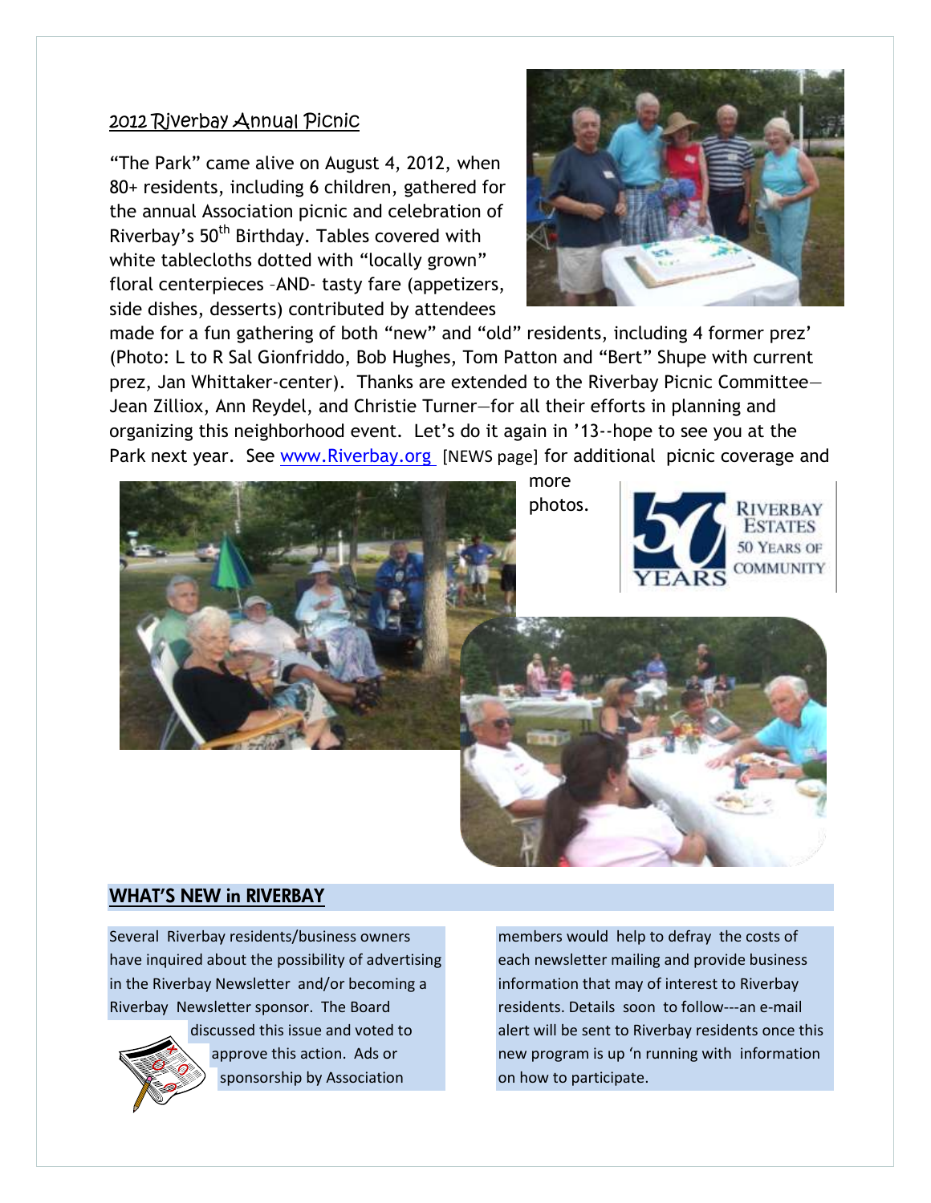## 2012 Riverbay Annual Picnic

"The Park" came alive on August 4, 2012, when 80+ residents, including 6 children, gathered for the annual Association picnic and celebration of Riverbay's 50th Birthday. Tables covered with white tablecloths dotted with "locally grown" floral centerpieces –AND- tasty fare (appetizers, side dishes, desserts) contributed by attendees made for a fun gathering of both "new" and "old" residents, including 4 former prez' (Photo: L to R Sal Gionfriddo, Bob Hughes, Tom Patton and "Bert" Shupe with current prez, Jan Whittaker-center). Thanks are extended to the Riverbay Picnic Committee—Jean Zilliox, Ann Reydel, and Christie Turner—for all their efforts in planning and organizing this neighborhood event. Let's do it again in '13--hope to see you at the Park next year. See www.Riverbay.org [NEWS page] for additional picnic coverage and more photos.

50 YEARS RIVERBAY ESTATES 50 YEARS OF COMMUNITY

## WHAT'S NEW in RIVERBAY

Several Riverbay residents/business owners have inquired about the possibility of advertising in the Riverbay Newsletter and/or becoming a Riverbay Newsletter sponsor. The Board discussed this issue and voted to approve this action. Ads or sponsorship by Association members would help to defray the costs of each newsletter mailing and provide business information that may of interest to Riverbay residents. Details soon to follow---an e-mail alert will be sent to Riverbay residents once this new program is up 'n running with information on how to participate.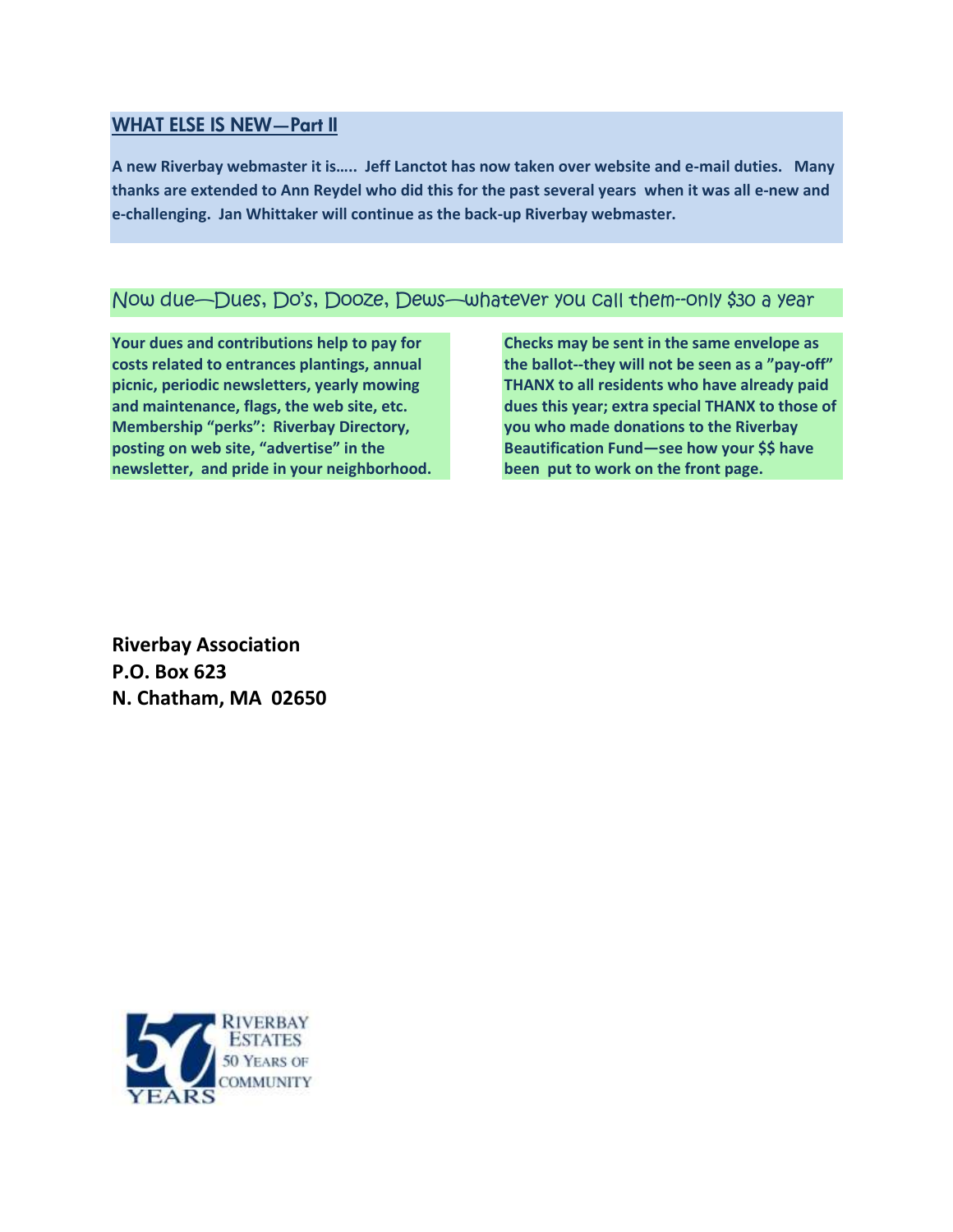## WHAT ELSE IS NEW—Part II

**A new Riverbay webmaster it is….. Jeff Lanctot has now taken over website and e-mail duties. Many thanks are extended to Ann Reydel who did this for the past several years when it was all e-new and e-challenging. Jan Whittaker will continue as the back-up Riverbay webmaster.**

## Now due—Dues, Do's, Dooze, Dews—whatever you call them--only $30 a year

**Your dues and contributions help to pay for costs related to entrances plantings, annual picnic, periodic newsletters, yearly mowing and maintenance, flags, the web site, etc. Membership "perks": Riverbay Directory, posting on web site, "advertise" in the newsletter, and pride in your neighborhood.**

**Checks may be sent in the same envelope as the ballot--they will not be seen as a "pay-off" THANX to all residents who have already paid dues this year; extra special THANX to those of you who made donations to the Riverbay Beautification Fund—see how your $$ have been put to work on the front page.**

**Riverbay Association**
**P.O. Box 623**
**N. Chatham, MA 02650**

50 YEARS
RIVERBAY ESTATES
50 YEARS OF COMMUNITY